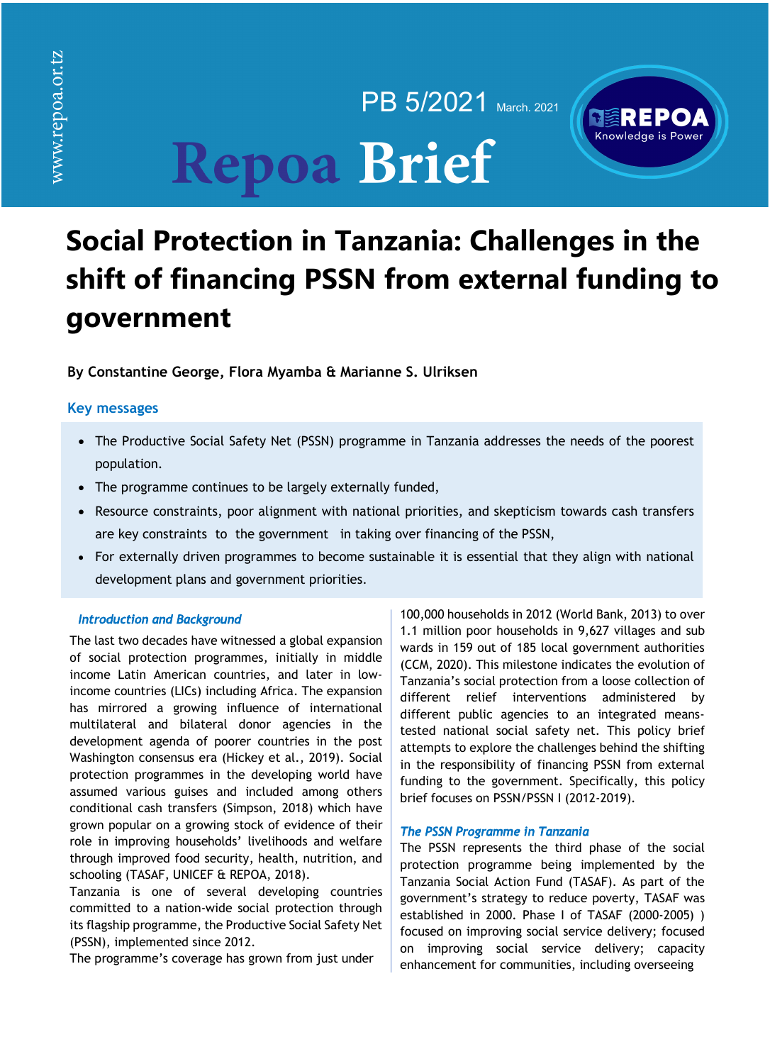PB 5/2021 March. 2021

Repoa Brief

# Social Protection in Tanzania: Challenges in the shift of financing PSSN from external funding to government

**By Constantine George, Flora Myamba & Marianne S. Ulriksen**

## Key messages

- The Productive Social Safety Net (PSSN) programme in Tanzania addresses the needs of the poorest population.
- The programme continues to be largely externally funded,
- Resource constraints, poor alignment with national priorities, and skepticism towards cash transfers are key constraints to the government in taking over financing of the PSSN,
- For externally driven programmes to become sustainable it is essential that they align with national development plans and government priorities.

### *Introduction and Background*

The last two decades have witnessed a global expansion of social protection programmes, initially in middle income Latin American countries, and later in low-income countries (LICs) including Africa. The expansion has mirrored a growing influence of international multilateral and bilateral donor agencies in the development agenda of poorer countries in the post Washington consensus era (Hickey et al., 2019). Social protection programmes in the developing world have assumed various guises and included among others conditional cash transfers (Simpson, 2018) which have grown popular on a growing stock of evidence of their role in improving households' livelihoods and welfare through improved food security, health, nutrition, and schooling (TASAF, UNICEF & REPOA, 2018).

Tanzania is one of several developing countries committed to a nation-wide social protection through its flagship programme, the Productive Social Safety Net (PSSN), implemented since 2012.

The programme's coverage has grown from just under 100,000 households in 2012 (World Bank, 2013) to over 1.1 million poor households in 9,627 villages and sub wards in 159 out of 185 local government authorities (CCM, 2020). This milestone indicates the evolution of Tanzania's social protection from a loose collection of different relief interventions administered by different public agencies to an integrated means-tested national social safety net. This policy brief attempts to explore the challenges behind the shifting in the responsibility of financing PSSN from external funding to the government. Specifically, this policy brief focuses on PSSN/PSSN I (2012-2019).

### *The PSSN Programme in Tanzania*

The PSSN represents the third phase of the social protection programme being implemented by the Tanzania Social Action Fund (TASAF). As part of the government's strategy to reduce poverty, TASAF was established in 2000. Phase I of TASAF (2000-2005) ) focused on improving social service delivery; focused on improving social service delivery; capacity enhancement for communities, including overseeing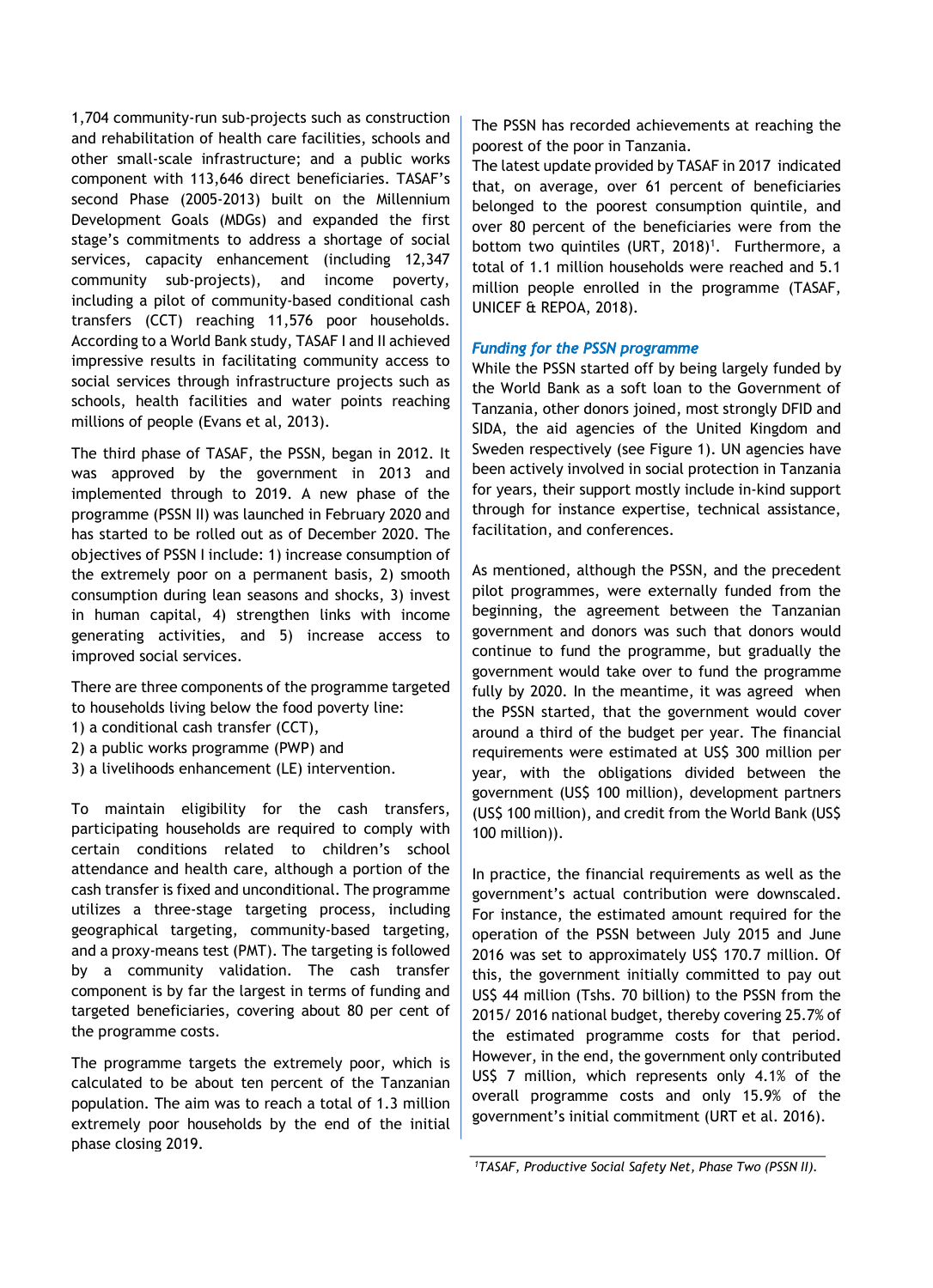1,704 community-run sub-projects such as construction and rehabilitation of health care facilities, schools and other small-scale infrastructure; and a public works component with 113,646 direct beneficiaries. TASAF's second Phase (2005-2013) built on the Millennium Development Goals (MDGs) and expanded the first stage's commitments to address a shortage of social services, capacity enhancement (including 12,347 community sub-projects), and income poverty, including a pilot of community-based conditional cash transfers (CCT) reaching 11,576 poor households. According to a World Bank study, TASAF I and II achieved impressive results in facilitating community access to social services through infrastructure projects such as schools, health facilities and water points reaching millions of people (Evans et al, 2013).

The third phase of TASAF, the PSSN, began in 2012. It was approved by the government in 2013 and implemented through to 2019. A new phase of the programme (PSSN II) was launched in February 2020 and has started to be rolled out as of December 2020. The objectives of PSSN I include: 1) increase consumption of the extremely poor on a permanent basis, 2) smooth consumption during lean seasons and shocks, 3) invest in human capital, 4) strengthen links with income generating activities, and 5) increase access to improved social services.

There are three components of the programme targeted to households living below the food poverty line:

1) a conditional cash transfer (CCT),
2) a public works programme (PWP) and
3) a livelihoods enhancement (LE) intervention.

To maintain eligibility for the cash transfers, participating households are required to comply with certain conditions related to children's school attendance and health care, although a portion of the cash transfer is fixed and unconditional. The programme utilizes a three-stage targeting process, including geographical targeting, community-based targeting, and a proxy-means test (PMT). The targeting is followed by a community validation. The cash transfer component is by far the largest in terms of funding and targeted beneficiaries, covering about 80 per cent of the programme costs.

The programme targets the extremely poor, which is calculated to be about ten percent of the Tanzanian population. The aim was to reach a total of 1.3 million extremely poor households by the end of the initial phase closing 2019.

The PSSN has recorded achievements at reaching the poorest of the poor in Tanzania.
The latest update provided by TASAF in 2017 indicated that, on average, over 61 percent of beneficiaries belonged to the poorest consumption quintile, and over 80 percent of the beneficiaries were from the bottom two quintiles (URT, 2018)[1]. Furthermore, a total of 1.1 million households were reached and 5.1 million people enrolled in the programme (TASAF, UNICEF & REPOA, 2018).

### *Funding for the PSSN programme*

While the PSSN started off by being largely funded by the World Bank as a soft loan to the Government of Tanzania, other donors joined, most strongly DFID and SIDA, the aid agencies of the United Kingdom and Sweden respectively (see Figure 1). UN agencies have been actively involved in social protection in Tanzania for years, their support mostly include in-kind support through for instance expertise, technical assistance, facilitation, and conferences.

As mentioned, although the PSSN, and the precedent pilot programmes, were externally funded from the beginning, the agreement between the Tanzanian government and donors was such that donors would continue to fund the programme, but gradually the government would take over to fund the programme fully by 2020. In the meantime, it was agreed when the PSSN started, that the government would cover around a third of the budget per year. The financial requirements were estimated at US$ 300 million per year, with the obligations divided between the government (US$ 100 million), development partners (US$ 100 million), and credit from the World Bank (US$ 100 million)).

In practice, the financial requirements as well as the government's actual contribution were downscaled. For instance, the estimated amount required for the operation of the PSSN between July 2015 and June 2016 was set to approximately US$ 170.7 million. Of this, the government initially committed to pay out US$ 44 million (Tshs. 70 billion) to the PSSN from the 2015/ 2016 national budget, thereby covering 25.7% of the estimated programme costs for that period. However, in the end, the government only contributed US$ 7 million, which represents only 4.1% of the overall programme costs and only 15.9% of the government's initial commitment (URT et al. 2016).

---

[1] *TASAF, Productive Social Safety Net, Phase Two (PSSN II).*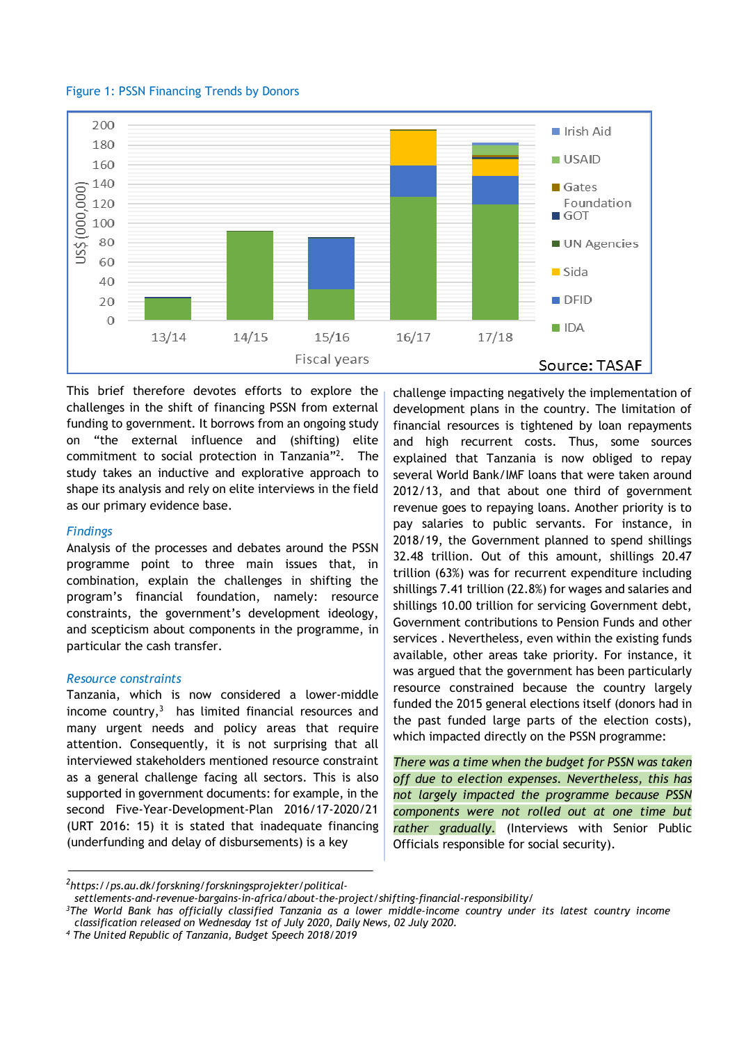Figure 1: PSSN Financing Trends by Donors

Source: TASAF

This brief therefore devotes efforts to explore the challenges in the shift of financing PSSN from external funding to government. It borrows from an ongoing study on "the external influence and (shifting) elite commitment to social protection in Tanzania"[2]. The study takes an inductive and explorative approach to shape its analysis and rely on elite interviews in the field as our primary evidence base.

### *Findings*

Analysis of the processes and debates around the PSSN programme point to three main issues that, in combination, explain the challenges in shifting the program's financial foundation, namely: resource constraints, the government's development ideology, and scepticism about components in the programme, in particular the cash transfer.

### *Resource constraints*

Tanzania, which is now considered a lower-middle income country,[3] has limited financial resources and many urgent needs and policy areas that require attention. Consequently, it is not surprising that all interviewed stakeholders mentioned resource constraint as a general challenge facing all sectors. This is also supported in government documents: for example, in the second Five-Year-Development-Plan 2016/17-2020/21 (URT 2016: 15) it is stated that inadequate financing (underfunding and delay of disbursements) is a key challenge impacting negatively the implementation of development plans in the country. The limitation of financial resources is tightened by loan repayments and high recurrent costs. Thus, some sources explained that Tanzania is now obliged to repay several World Bank/IMF loans that were taken around 2012/13, and that about one third of government revenue goes to repaying loans. Another priority is to pay salaries to public servants. For instance, in 2018/19, the Government planned to spend shillings 32.48 trillion. Out of this amount, shillings 20.47 trillion (63%) was for recurrent expenditure including shillings 7.41 trillion (22.8%) for wages and salaries and shillings 10.00 trillion for servicing Government debt, Government contributions to Pension Funds and other services . Nevertheless, even within the existing funds available, other areas take priority. For instance, it was argued that the government has been particularly resource constrained because the country largely funded the 2015 general elections itself (donors had in the past funded large parts of the election costs), which impacted directly on the PSSN programme:

*There was a time when the budget for PSSN was taken off due to election expenses. Nevertheless, this has not largely impacted the programme because PSSN components were not rolled out at one time but rather gradually.* (Interviews with Senior Public Officials responsible for social security).

---

[2] *https://ps.au.dk/forskning/forskningsprojekter/political-settlements-and-revenue-bargains-in-africa/about-the-project/shifting-financial-responsibility/*

[3] *The World Bank has officially classified Tanzania as a lower middle-income country under its latest country income classification released on Wednesday 1st of July 2020, Daily News, 02 July 2020.*

[4] *The United Republic of Tanzania, Budget Speech 2018/2019*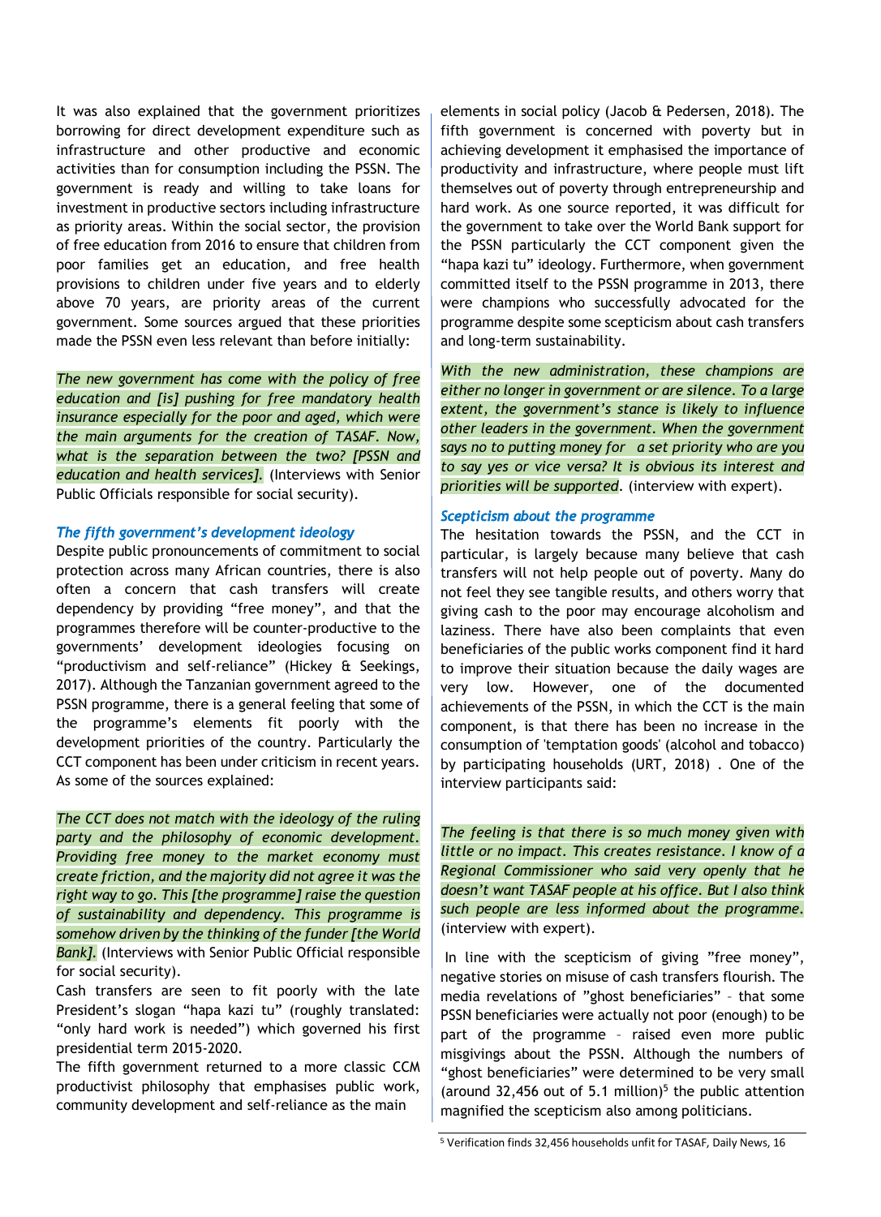It was also explained that the government prioritizes borrowing for direct development expenditure such as infrastructure and other productive and economic activities than for consumption including the PSSN. The government is ready and willing to take loans for investment in productive sectors including infrastructure as priority areas. Within the social sector, the provision of free education from 2016 to ensure that children from poor families get an education, and free health provisions to children under five years and to elderly above 70 years, are priority areas of the current government. Some sources argued that these priorities made the PSSN even less relevant than before initially:

*The new government has come with the policy of free education and [is] pushing for free mandatory health insurance especially for the poor and aged, which were the main arguments for the creation of TASAF. Now, what is the separation between the two? [PSSN and education and health services].* (Interviews with Senior Public Officials responsible for social security).

### *The fifth government's development ideology*

Despite public pronouncements of commitment to social protection across many African countries, there is also often a concern that cash transfers will create dependency by providing "free money", and that the programmes therefore will be counter-productive to the governments' development ideologies focusing on "productivism and self-reliance" (Hickey & Seekings, 2017). Although the Tanzanian government agreed to the PSSN programme, there is a general feeling that some of the programme's elements fit poorly with the development priorities of the country. Particularly the CCT component has been under criticism in recent years. As some of the sources explained:

*The CCT does not match with the ideology of the ruling party and the philosophy of economic development. Providing free money to the market economy must create friction, and the majority did not agree it was the right way to go. This [the programme] raise the question of sustainability and dependency. This programme is somehow driven by the thinking of the funder [the World Bank].* (Interviews with Senior Public Official responsible for social security).

Cash transfers are seen to fit poorly with the late President's slogan "hapa kazi tu" (roughly translated: "only hard work is needed") which governed his first presidential term 2015-2020.

The fifth government returned to a more classic CCM productivist philosophy that emphasises public work, community development and self-reliance as the main elements in social policy (Jacob & Pedersen, 2018). The fifth government is concerned with poverty but in achieving development it emphasised the importance of productivity and infrastructure, where people must lift themselves out of poverty through entrepreneurship and hard work. As one source reported, it was difficult for the government to take over the World Bank support for the PSSN particularly the CCT component given the "hapa kazi tu" ideology. Furthermore, when government committed itself to the PSSN programme in 2013, there were champions who successfully advocated for the programme despite some scepticism about cash transfers and long-term sustainability.

*With the new administration, these champions are either no longer in government or are silence. To a large extent, the government's stance is likely to influence other leaders in the government. When the government says no to putting money for a set priority who are you to say yes or vice versa? It is obvious its interest and priorities will be supported.* (interview with expert).

### *Scepticism about the programme*

The hesitation towards the PSSN, and the CCT in particular, is largely because many believe that cash transfers will not help people out of poverty. Many do not feel they see tangible results, and others worry that giving cash to the poor may encourage alcoholism and laziness. There have also been complaints that even beneficiaries of the public works component find it hard to improve their situation because the daily wages are very low. However, one of the documented achievements of the PSSN, in which the CCT is the main component, is that there has been no increase in the consumption of 'temptation goods' (alcohol and tobacco) by participating households (URT, 2018) . One of the interview participants said:

*The feeling is that there is so much money given with little or no impact. This creates resistance. I know of a Regional Commissioner who said very openly that he doesn't want TASAF people at his office. But I also think such people are less informed about the programme.* (interview with expert).

In line with the scepticism of giving "free money", negative stories on misuse of cash transfers flourish. The media revelations of "ghost beneficiaries" – that some PSSN beneficiaries were actually not poor (enough) to be part of the programme – raised even more public misgivings about the PSSN. Although the numbers of "ghost beneficiaries" were determined to be very small (around 32,456 out of 5.1 million)[5] the public attention magnified the scepticism also among politicians.

[5] Verification finds 32,456 households unfit for TASAF, Daily News, 16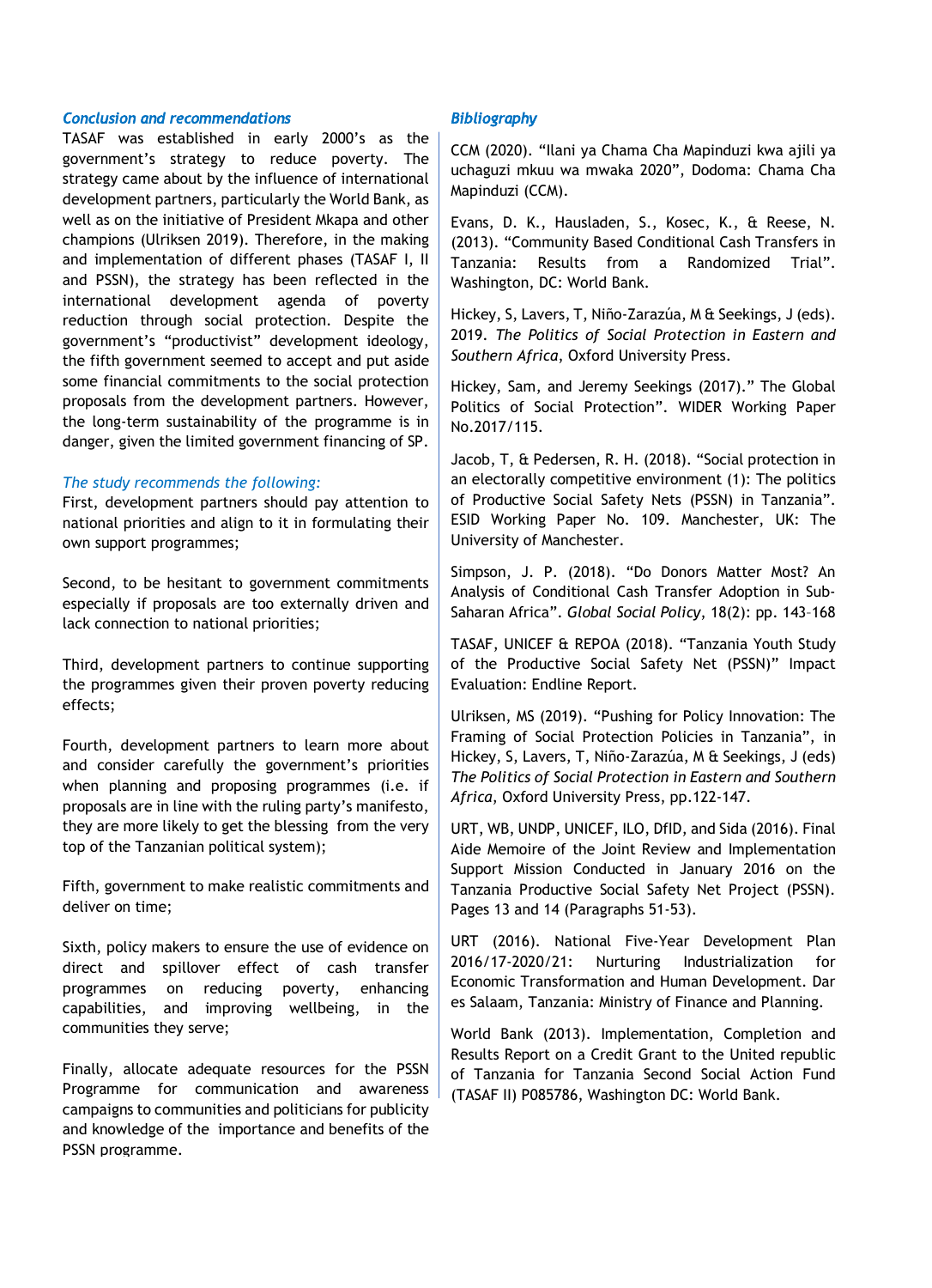### *Conclusion and recommendations*

TASAF was established in early 2000's as the government's strategy to reduce poverty. The strategy came about by the influence of international development partners, particularly the World Bank, as well as on the initiative of President Mkapa and other champions (Ulriksen 2019). Therefore, in the making and implementation of different phases (TASAF I, II and PSSN), the strategy has been reflected in the international development agenda of poverty reduction through social protection. Despite the government's "productivist" development ideology, the fifth government seemed to accept and put aside some financial commitments to the social protection proposals from the development partners. However, the long-term sustainability of the programme is in danger, given the limited government financing of SP.

*The study recommends the following:*

First, development partners should pay attention to national priorities and align to it in formulating their own support programmes;

Second, to be hesitant to government commitments especially if proposals are too externally driven and lack connection to national priorities;

Third, development partners to continue supporting the programmes given their proven poverty reducing effects;

Fourth, development partners to learn more about and consider carefully the government's priorities when planning and proposing programmes (i.e. if proposals are in line with the ruling party's manifesto, they are more likely to get the blessing from the very top of the Tanzanian political system);

Fifth, government to make realistic commitments and deliver on time;

Sixth, policy makers to ensure the use of evidence on direct and spillover effect of cash transfer programmes on reducing poverty, enhancing capabilities, and improving wellbeing, in the communities they serve;

Finally, allocate adequate resources for the PSSN Programme for communication and awareness campaigns to communities and politicians for publicity and knowledge of the importance and benefits of the PSSN programme.

### *Bibliography*

CCM (2020). "Ilani ya Chama Cha Mapinduzi kwa ajili ya uchaguzi mkuu wa mwaka 2020", Dodoma: Chama Cha Mapinduzi (CCM).

Evans, D. K., Hausladen, S., Kosec, K., & Reese, N. (2013). "Community Based Conditional Cash Transfers in Tanzania: Results from a Randomized Trial". Washington, DC: World Bank.

Hickey, S, Lavers, T, Niño-Zarazúa, M & Seekings, J (eds). 2019. *The Politics of Social Protection in Eastern and Southern Africa*, Oxford University Press.

Hickey, Sam, and Jeremy Seekings (2017)." The Global Politics of Social Protection". WIDER Working Paper No.2017/115.

Jacob, T, & Pedersen, R. H. (2018). "Social protection in an electorally competitive environment (1): The politics of Productive Social Safety Nets (PSSN) in Tanzania". ESID Working Paper No. 109. Manchester, UK: The University of Manchester.

Simpson, J. P. (2018). "Do Donors Matter Most? An Analysis of Conditional Cash Transfer Adoption in Sub-Saharan Africa". *Global Social Policy*, 18(2): pp. 143–168

TASAF, UNICEF & REPOA (2018). "Tanzania Youth Study of the Productive Social Safety Net (PSSN)" Impact Evaluation: Endline Report.

Ulriksen, MS (2019). "Pushing for Policy Innovation: The Framing of Social Protection Policies in Tanzania", in Hickey, S, Lavers, T, Niño-Zarazúa, M & Seekings, J (eds) *The Politics of Social Protection in Eastern and Southern Africa*, Oxford University Press, pp.122-147.

URT, WB, UNDP, UNICEF, ILO, DfID, and Sida (2016). Final Aide Memoire of the Joint Review and Implementation Support Mission Conducted in January 2016 on the Tanzania Productive Social Safety Net Project (PSSN). Pages 13 and 14 (Paragraphs 51-53).

URT (2016). National Five-Year Development Plan 2016/17-2020/21: Nurturing Industrialization for Economic Transformation and Human Development. Dar es Salaam, Tanzania: Ministry of Finance and Planning.

World Bank (2013). Implementation, Completion and Results Report on a Credit Grant to the United republic of Tanzania for Tanzania Second Social Action Fund (TASAF II) P085786, Washington DC: World Bank.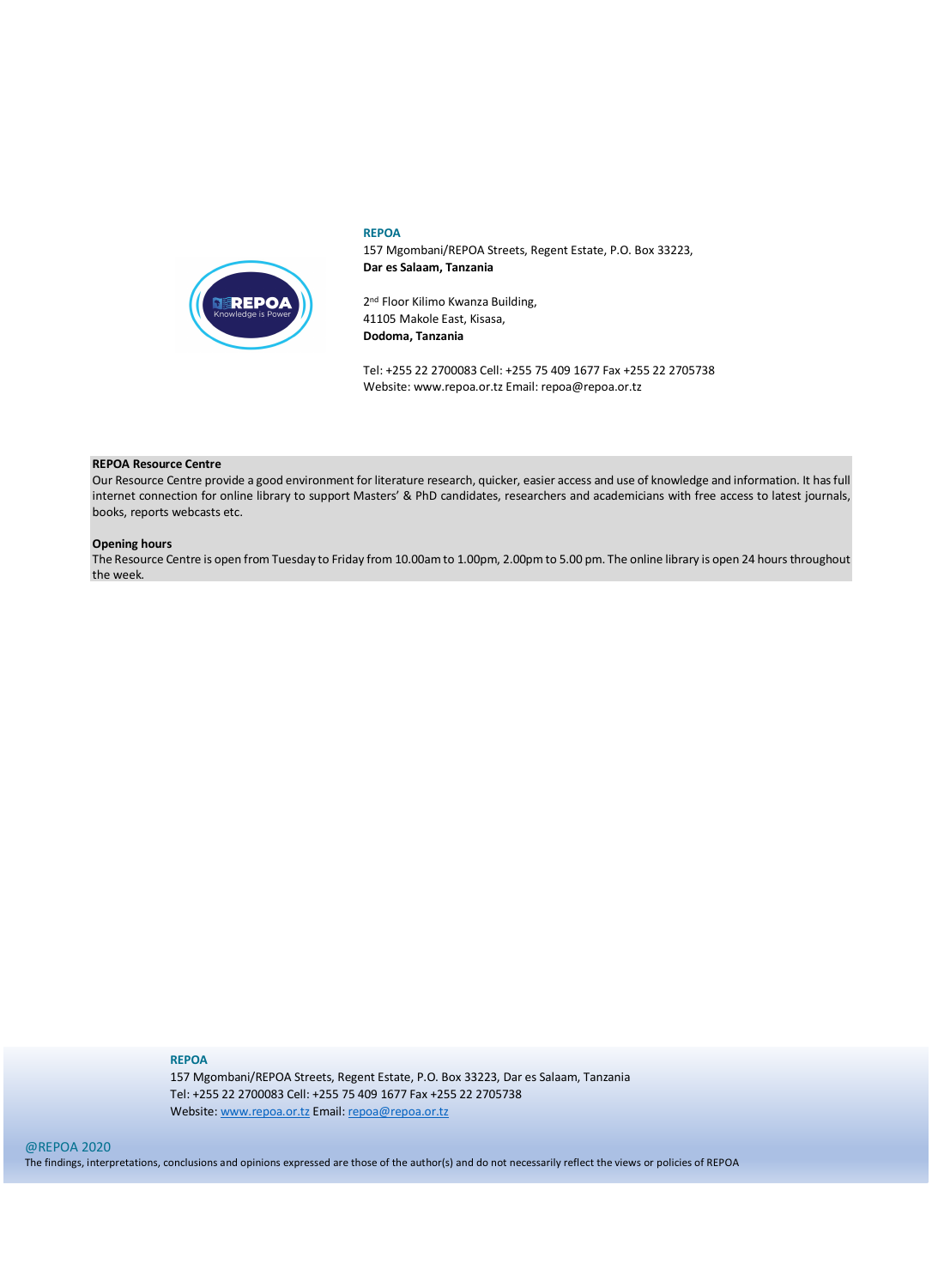**REPOA**

157 Mgombani/REPOA Streets, Regent Estate, P.O. Box 33223,
**Dar es Salaam, Tanzania**

2nd Floor Kilimo Kwanza Building,
41105 Makole East, Kisasa,
**Dodoma, Tanzania**

Tel: +255 22 2700083 Cell: +255 75 409 1677 Fax +255 22 2705738
Website: www.repoa.or.tz Email: repoa@repoa.or.tz

**REPOA Resource Centre**

Our Resource Centre provide a good environment for literature research, quicker, easier access and use of knowledge and information. It has full internet connection for online library to support Masters' & PhD candidates, researchers and academicians with free access to latest journals, books, reports webcasts etc.

**Opening hours**

The Resource Centre is open from Tuesday to Friday from 10.00am to 1.00pm, 2.00pm to 5.00 pm. The online library is open 24 hours throughout the week.

**REPOA**

157 Mgombani/REPOA Streets, Regent Estate, P.O. Box 33223, Dar es Salaam, Tanzania
Tel: +255 22 2700083 Cell: +255 75 409 1677 Fax +255 22 2705738
Website: www.repoa.or.tz Email: repoa@repoa.or.tz

@REPOA 2020

The findings, interpretations, conclusions and opinions expressed are those of the author(s) and do not necessarily reflect the views or policies of REPOA